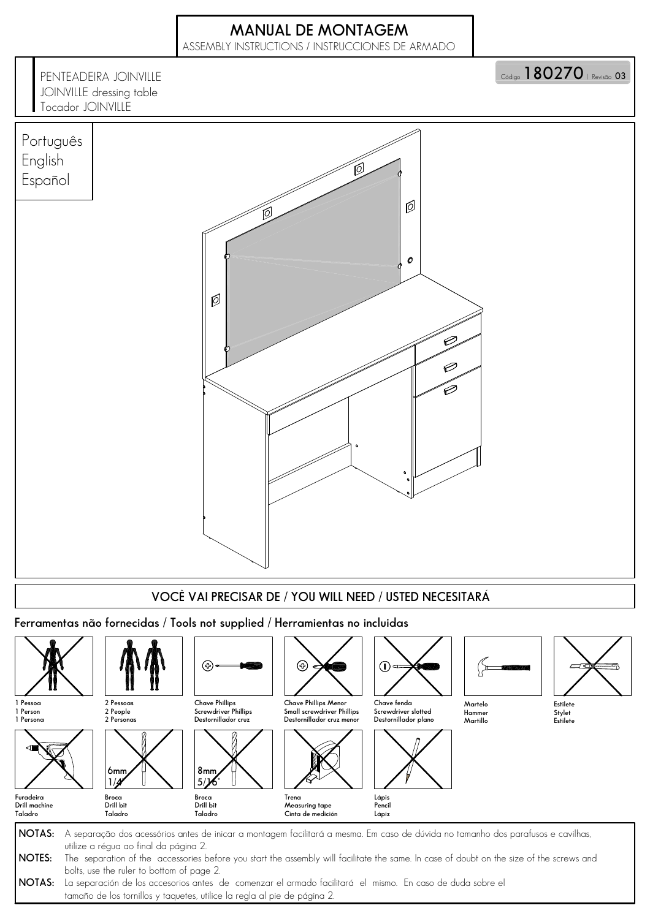# MANUAL DE MONTAGEM

ASSEMBLY INSTRUCTIONS / INSTRUCCIONES DE ARMADO

PENTEADEIRA JOINVILLE
JOINVILLE dressing table
Tocador JOINVILLE

Código **180270** | Revisão **03**

Português
English
Español

## VOCÊ VAI PRECISAR DE / YOU WILL NEED / USTED NECESITARÁ

### Ferramentas não fornecidas / Tools not supplied / Herramientas no incluidas

- 1 Pessoa / 1 Person / 1 Persona
- 2 Pessoas / 2 People / 2 Personas
- Chave Phillips / Screwdriver Phillips / Destornillador cruz
- Chave Phillips Menor / Small screwdriver Phillips / Destornillador cruz menor
- Chave fenda / Screwdriver slotted / Destornillador plano
- Martelo / Hammer / Martillo
- Estilete / Stylet / Estilete
- Furadeira / Drill machine / Taladro
- Broca 6mm 1/4" / Drill bit / Taladro
- Broca 8mm 5/16" / Drill bit / Taladro
- Trena / Measuring tape / Cinta de medición
- Lápis / Pencil / Lápiz

**NOTAS:** A separação dos acessórios antes de inicar a montagem facilitará a mesma. Em caso de dúvida no tamanho dos parafusos e cavilhas, utilize a régua ao final da página 2.

**NOTES:** The separation of the accessories before you start the assembly will facilitate the same. In case of doubt on the size of the screws and bolts, use the ruler to bottom of page 2.

**NOTAS:** La separación de los accesorios antes de comenzar el armado facilitará el mismo. En caso de duda sobre el tamaño de los tornillos y taquetes, utilice la regla al pie de página 2.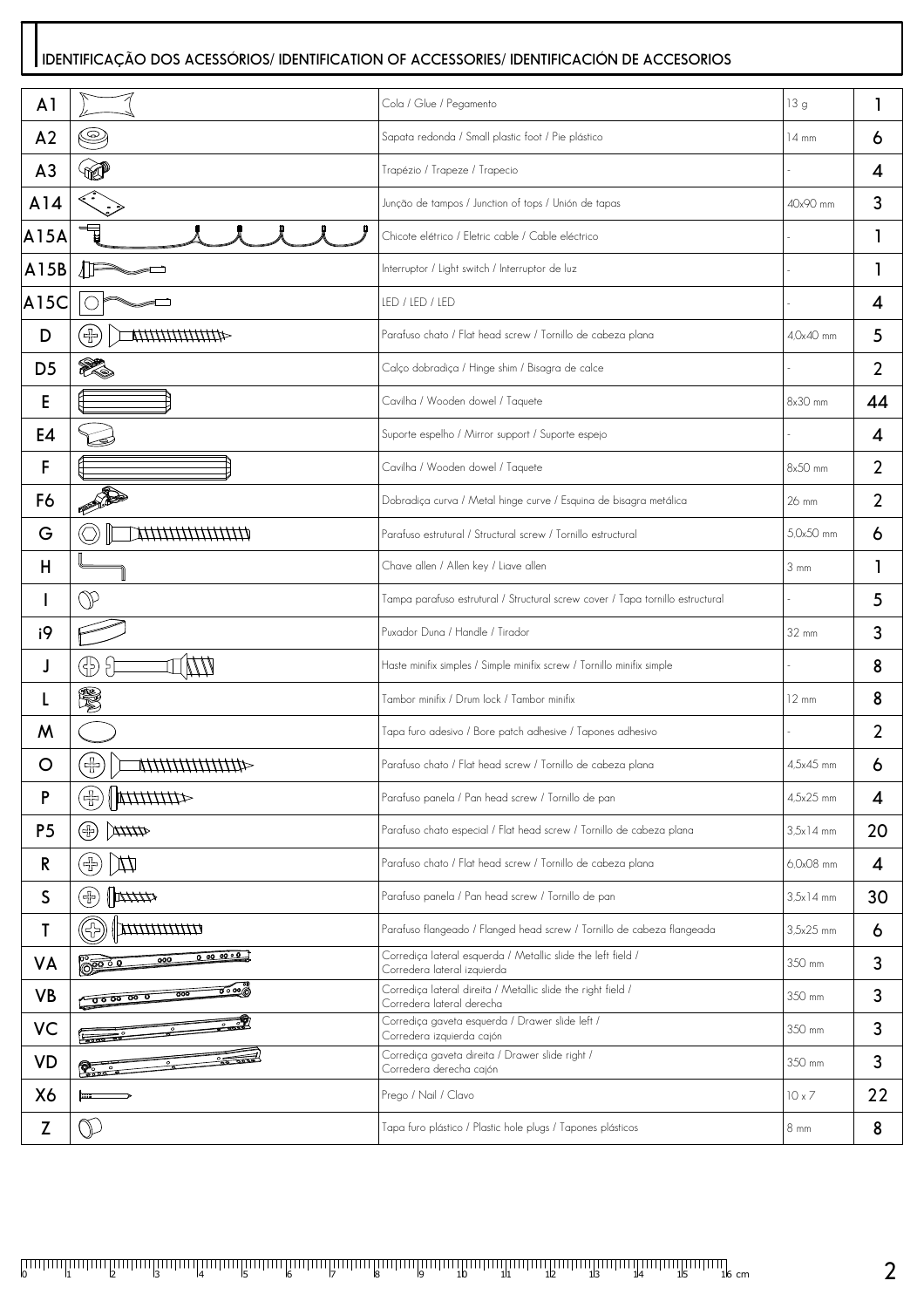## IDENTIFICAÇÃO DOS ACESSÓRIOS/ IDENTIFICATION OF ACCESSORIES/ IDENTIFICACIÓN DE ACCESORIOS

| | | | | |
|---|---|---|---|---|
| A1 | | Cola / Glue / Pegamento | 13 g | 1 |
| A2 | | Sapata redonda / Small plastic foot / Pie plástico | 14 mm | 6 |
| A3 | | Trapézio / Trapeze / Trapecio | - | 4 |
| A14 | | Junção de tampos / Junction of tops / Unión de tapas | 40x90 mm | 3 |
| A15A | | Chicote elétrico / Eletric cable / Cable eléctrico | - | 1 |
| A15B | | Interruptor / Light switch / Interruptor de luz | - | 1 |
| A15C | | LED / LED / LED | - | 4 |
| D | | Parafuso chato / Flat head screw / Tornillo de cabeza plana | 4,0x40 mm | 5 |
| D5 | | Calço dobradiça / Hinge shim / Bisagra de calce | - | 2 |
| E | | Cavilha / Wooden dowel / Taquete | 8x30 mm | 44 |
| E4 | | Suporte espelho / Mirror support / Suporte espejo | - | 4 |
| F | | Cavilha / Wooden dowel / Taquete | 8x50 mm | 2 |
| F6 | | Dobradiça curva / Metal hinge curve / Esquina de bisagra metálica | 26 mm | 2 |
| G | | Parafuso estrutural / Structural screw / Tornillo estructural | 5,0x50 mm | 6 |
| H | | Chave allen / Allen key / Liave allen | 3 mm | 1 |
| I | | Tampa parafuso estrutural / Structural screw cover / Tapa tornillo estructural | - | 5 |
| i9 | | Puxador Duna / Handle / Tirador | 32 mm | 3 |
| J | | Haste minifix simples / Simple minifix screw / Tornillo minifix simple | - | 8 |
| L | | Tambor minifix / Drum lock / Tambor minifix | 12 mm | 8 |
| M | | Tapa furo adesivo / Bore patch adhesive / Tapones adhesivo | - | 2 |
| O | | Parafuso chato / Flat head screw / Tornillo de cabeza plana | 4,5x45 mm | 6 |
| P | | Parafuso panela / Pan head screw / Tornillo de pan | 4,5x25 mm | 4 |
| P5 | | Parafuso chato especial / Flat head screw / Tornillo de cabeza plana | 3,5x14 mm | 20 |
| R | | Parafuso chato / Flat head screw / Tornillo de cabeza plana | 6,0x08 mm | 4 |
| S | | Parafuso panela / Pan head screw / Tornillo de pan | 3,5x14 mm | 30 |
| T | | Parafuso flangeado / Flanged head screw / Tornillo de cabeza flangeada | 3,5x25 mm | 6 |
| VA | | Corrediça lateral esquerda / Metallic slide the left field / Corredera lateral izquierda | 350 mm | 3 |
| VB | | Corrediça lateral direita / Metallic slide the right field / Corredera lateral derecha | 350 mm | 3 |
| VC | | Corrediça gaveta esquerda / Drawer slide left / Corredera izquierda cajón | 350 mm | 3 |
| VD | | Corrediça gaveta direita / Drawer slide right / Corredera derecha cajón | 350 mm | 3 |
| X6 | | Prego / Nail / Clavo | 10 x 7 | 22 |
| Z | | Tapa furo plástico / Plastic hole plugs / Tapones plásticos | 8 mm | 8 |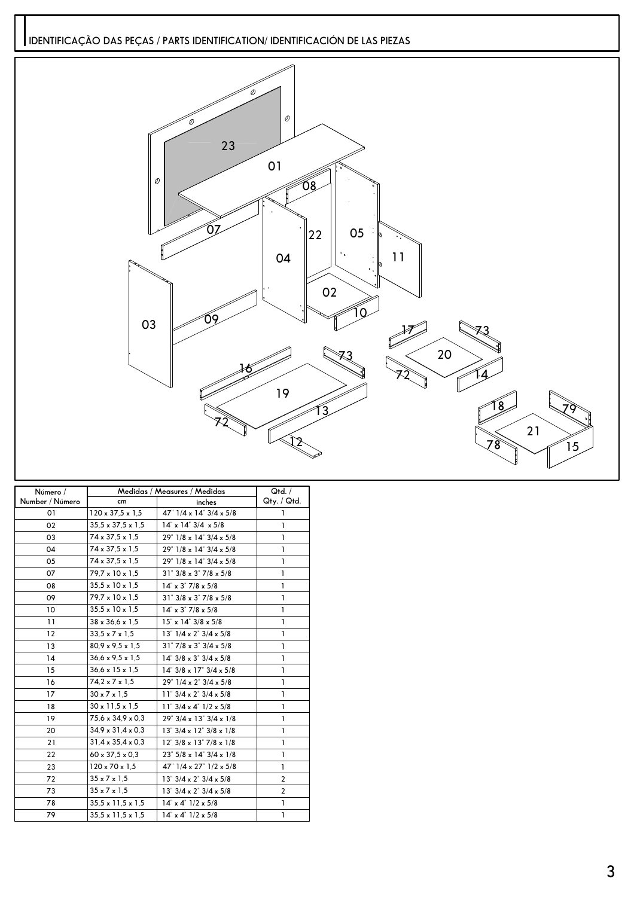# IDENTIFICAÇÃO DAS PEÇAS / PARTS IDENTIFICATION/ IDENTIFICACIÓN DE LAS PIEZAS

| Número / Number / Número | Medidas / Measures / Medidas | | Qtd. / Qty. / Qtd. |
|---|---|---|---|
| | cm | inches | |
| 01 | 120 x 37,5 x 1,5 | 47" 1/4 x 14" 3/4 x 5/8 | 1 |
| 02 | 35,5 x 37,5 x 1,5 | 14" x 14" 3/4 x 5/8 | 1 |
| 03 | 74 x 37,5 x 1,5 | 29" 1/8 x 14" 3/4 x 5/8 | 1 |
| 04 | 74 x 37,5 x 1,5 | 29" 1/8 x 14" 3/4 x 5/8 | 1 |
| 05 | 74 x 37,5 x 1,5 | 29" 1/8 x 14" 3/4 x 5/8 | 1 |
| 07 | 79,7 x 10 x 1,5 | 31" 3/8 x 3" 7/8 x 5/8 | 1 |
| 08 | 35,5 x 10 x 1,5 | 14" x 3" 7/8 x 5/8 | 1 |
| 09 | 79,7 x 10 x 1,5 | 31" 3/8 x 3" 7/8 x 5/8 | 1 |
| 10 | 35,5 x 10 x 1,5 | 14" x 3" 7/8 x 5/8 | 1 |
| 11 | 38 x 36,6 x 1,5 | 15" x 14" 3/8 x 5/8 | 1 |
| 12 | 33,5 x 7 x 1,5 | 13" 1/4 x 2" 3/4 x 5/8 | 1 |
| 13 | 80,9 x 9,5 x 1,5 | 31" 7/8 x 3" 3/4 x 5/8 | 1 |
| 14 | 36,6 x 9,5 x 1,5 | 14" 3/8 x 3" 3/4 x 5/8 | 1 |
| 15 | 36,6 x 15 x 1,5 | 14" 3/8 x 17" 3/4 x 5/8 | 1 |
| 16 | 74,2 x 7 x 1,5 | 29" 1/4 x 2" 3/4 x 5/8 | 1 |
| 17 | 30 x 7 x 1,5 | 11" 3/4 x 2" 3/4 x 5/8 | 1 |
| 18 | 30 x 11,5 x 1,5 | 11" 3/4 x 4" 1/2 x 5/8 | 1 |
| 19 | 75,6 x 34,9 x 0,3 | 29" 3/4 x 13" 3/4 x 1/8 | 1 |
| 20 | 34,9 x 31,4 x 0,3 | 13" 3/4 x 12" 3/8 x 1/8 | 1 |
| 21 | 31,4 x 35,4 x 0,3 | 12" 3/8 x 13" 7/8 x 1/8 | 1 |
| 22 | 60 x 37,5 x 0,3 | 23" 5/8 x 14" 3/4 x 1/8 | 1 |
| 23 | 120 x 70 x 1,5 | 47" 1/4 x 27" 1/2 x 5/8 | 1 |
| 72 | 35 x 7 x 1,5 | 13" 3/4 x 2" 3/4 x 5/8 | 2 |
| 73 | 35 x 7 x 1,5 | 13" 3/4 x 2" 3/4 x 5/8 | 2 |
| 78 | 35,5 x 11,5 x 1,5 | 14" x 4" 1/2 x 5/8 | 1 |
| 79 | 35,5 x 11,5 x 1,5 | 14" x 4" 1/2 x 5/8 | 1 |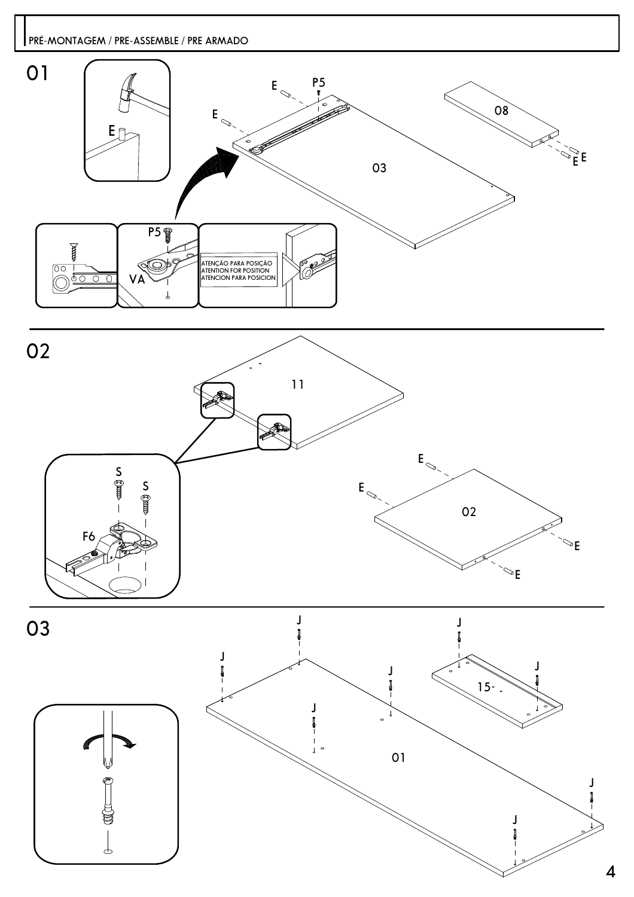## PRÉ-MONTAGEM / PRE-ASSEMBLE / PRE ARMADO

### 01

E

E P5

E

08

E E

03

P5

VA

ATENÇÃO PARA POSIÇÃO
ATENTION FOR POSITION
ATENCION PARA POSICION

### 02

11

S S

F6

E

E

02

E

E

### 03

J J J J J J J J J

15

01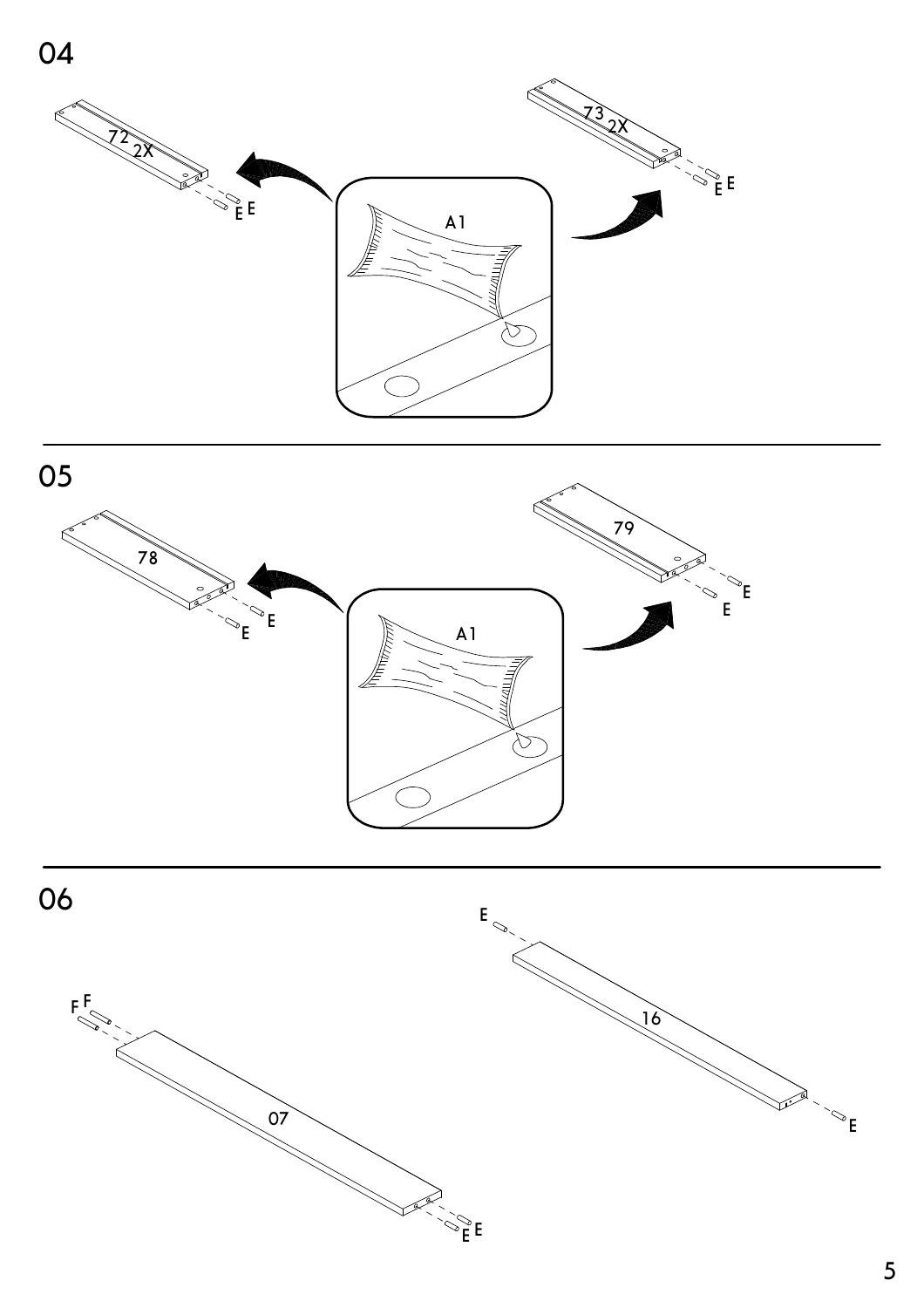04

72 2X

E E

A1

73 2X

E E

05

78

E E

A1

79

E E

06

F F

07

E E

E

16

E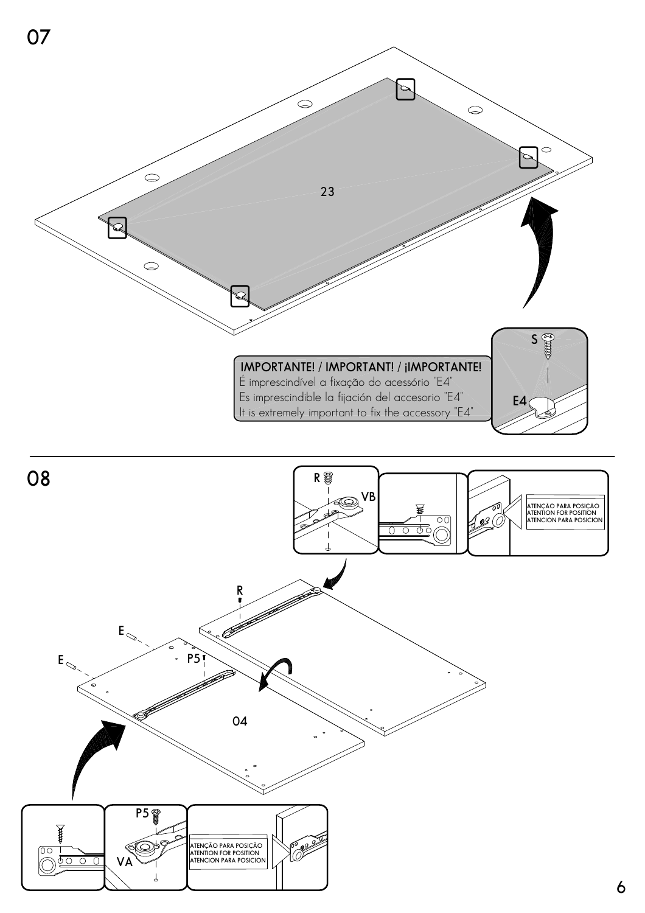## 07

23

**IMPORTANTE! / IMPORTANT! / ¡IMPORTANTE!**
É imprescindível a fixação do acessório "E4"
Es imprescindible la fijación del accesorio "E4"
It is extremely important to fix the accessory "E4"

S

E4

## 08

R

VB

ATENÇÃO PARA POSIÇÃO
ATENTION FOR POSITION
ATENCION PARA POSICION

R

E

E

P5

04

P5

VA

ATENÇÃO PARA POSIÇÃO
ATENTION FOR POSITION
ATENCION PARA POSICION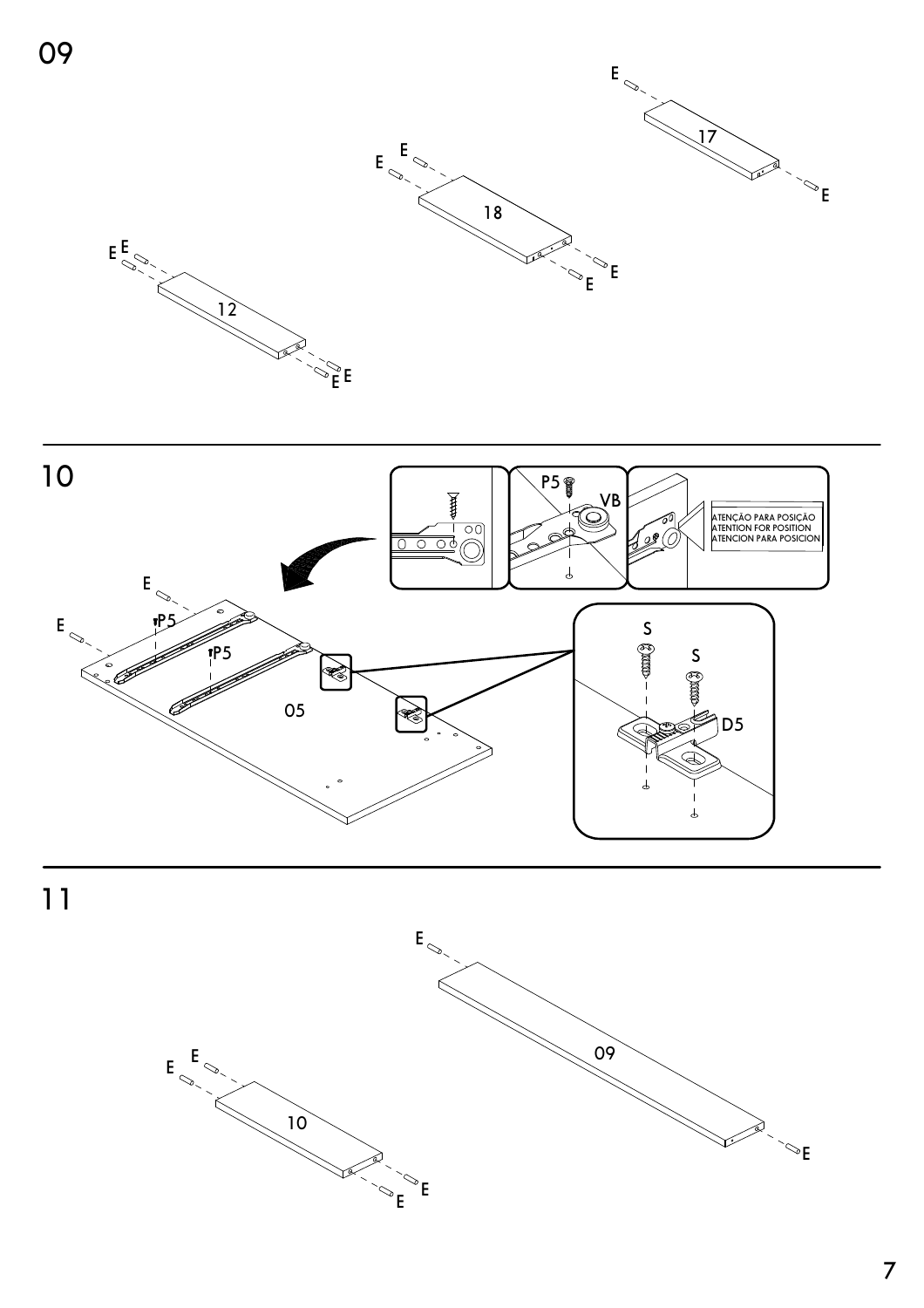## 09

E

17

E

E E

18

E E

E E

12

E E

## 10

P5

VB

ATENÇÃO PARA POSIÇÃO
ATENTION FOR POSITION
ATENCION PARA POSICION

E

E

P5

P5

05

S

S

D5

## 11

E

E E

09

10

E

E E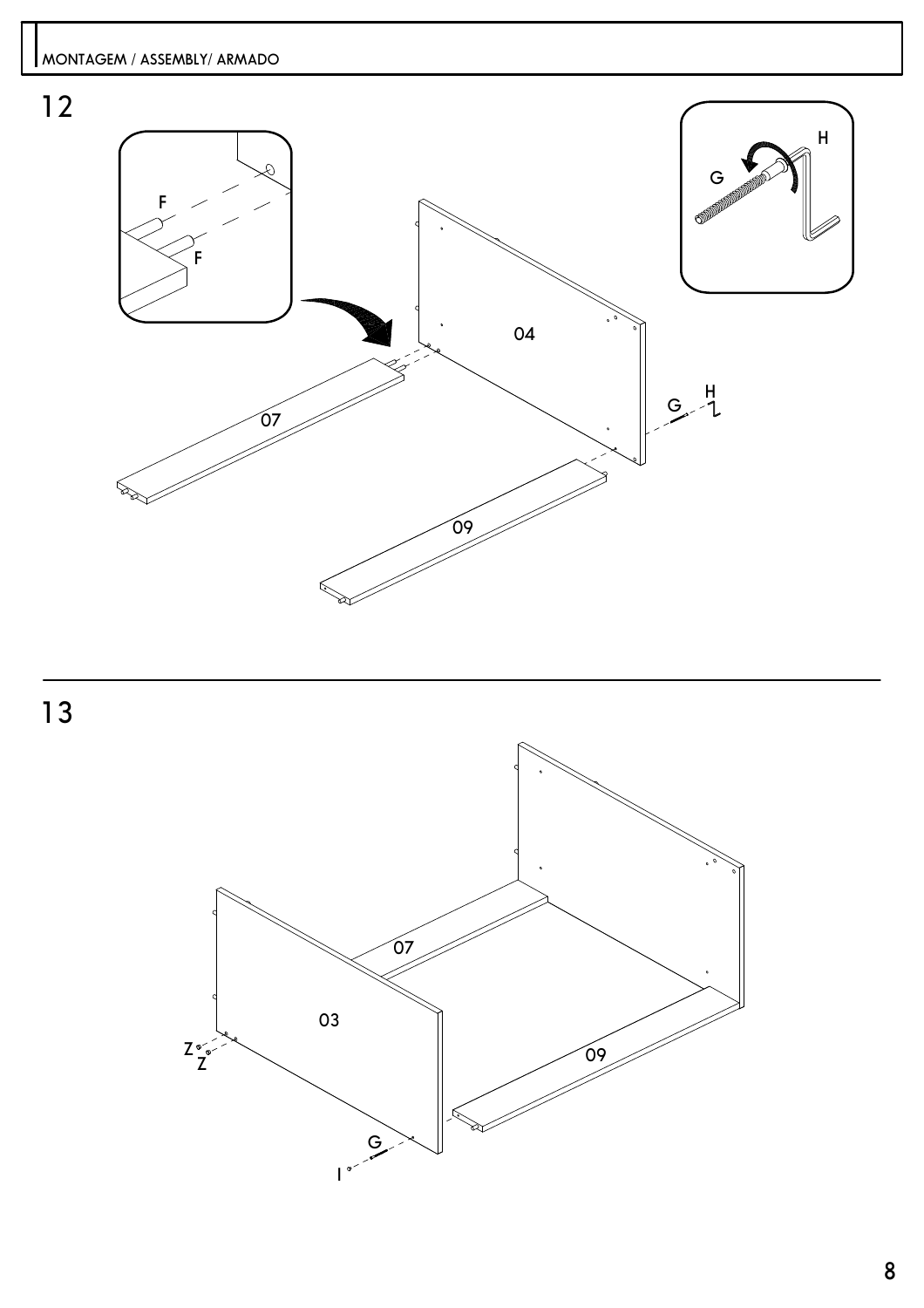MONTAGEM / ASSEMBLY/ ARMADO

12

F

F

H

G

04

07

G H

09

13

07

03

Z
Z

09

G

I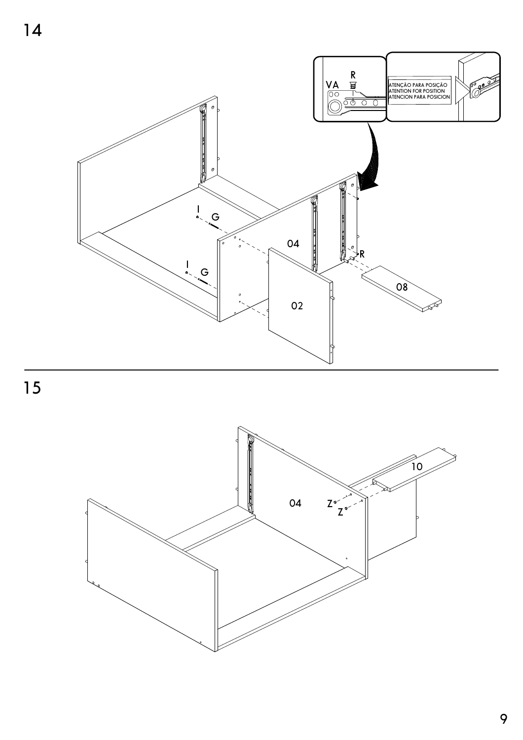## 14

R

VA

I

ATENÇÃO PARA POSIÇÃO
ATENTION FOR POSITION
ATENCION PARA POSICION

I G

04

I G

R

02

08

## 15

10

04

Z

Z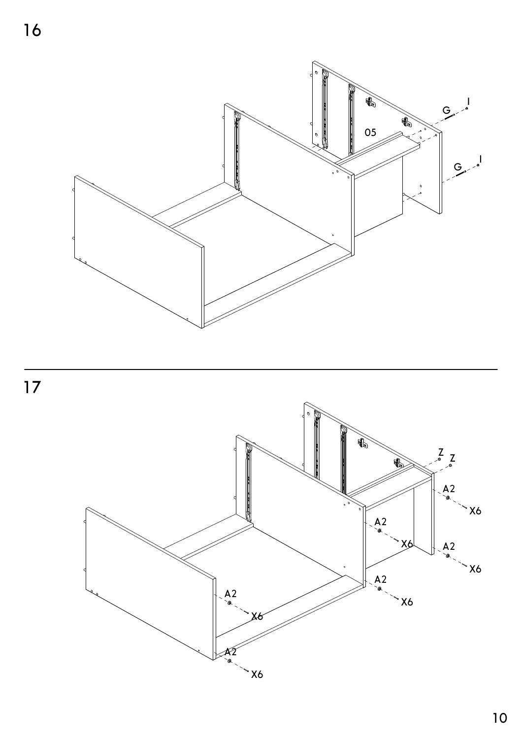16

G I

05

G I

17

Z Z

A2 X6

A2 X6

A2 X6

A2 X6

A2 X6

A2 X6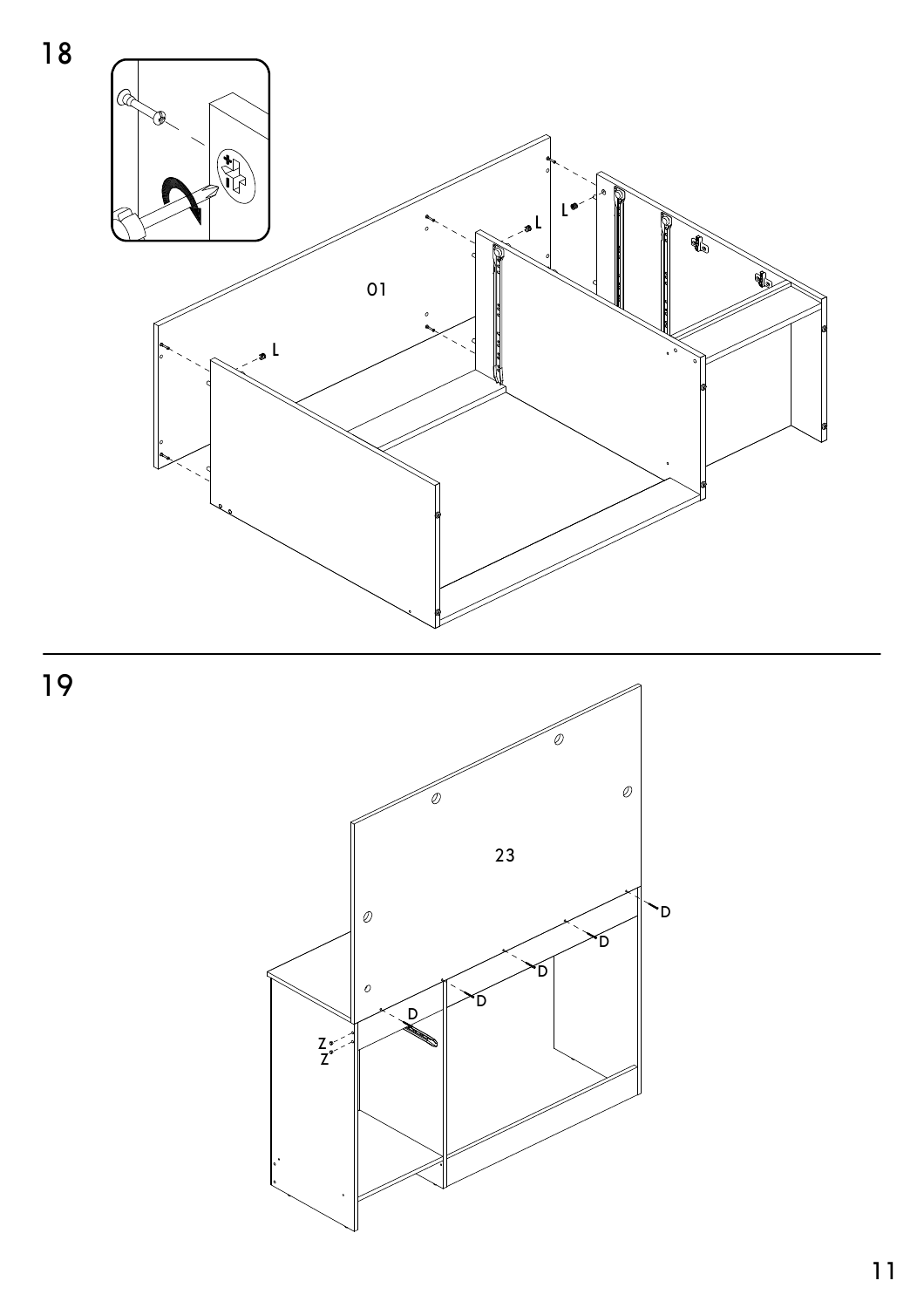18

L

L

L

01

19

23

D

D

D

D

D

Z

Z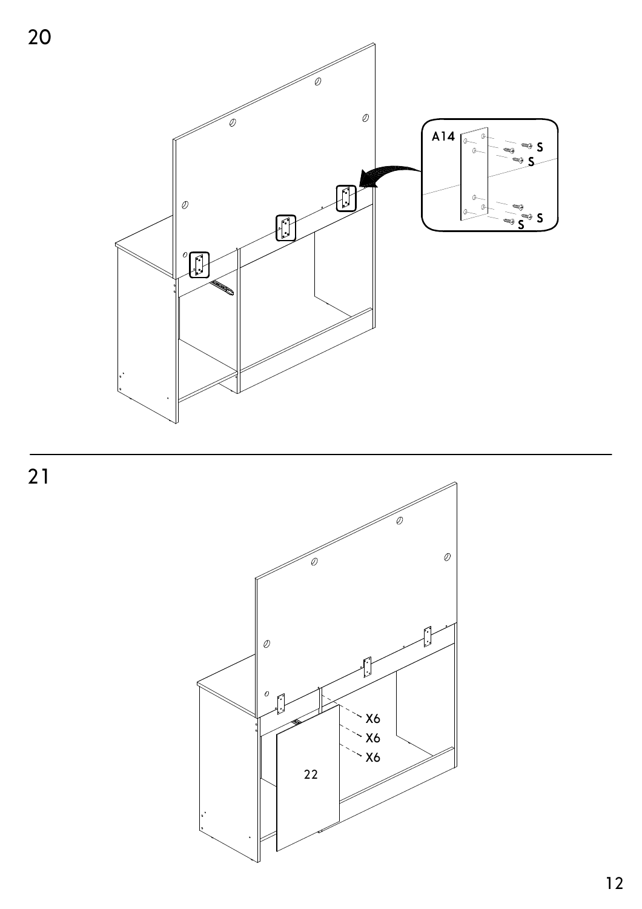20

A14

S

S

S

S

21

X6

X6

X6

22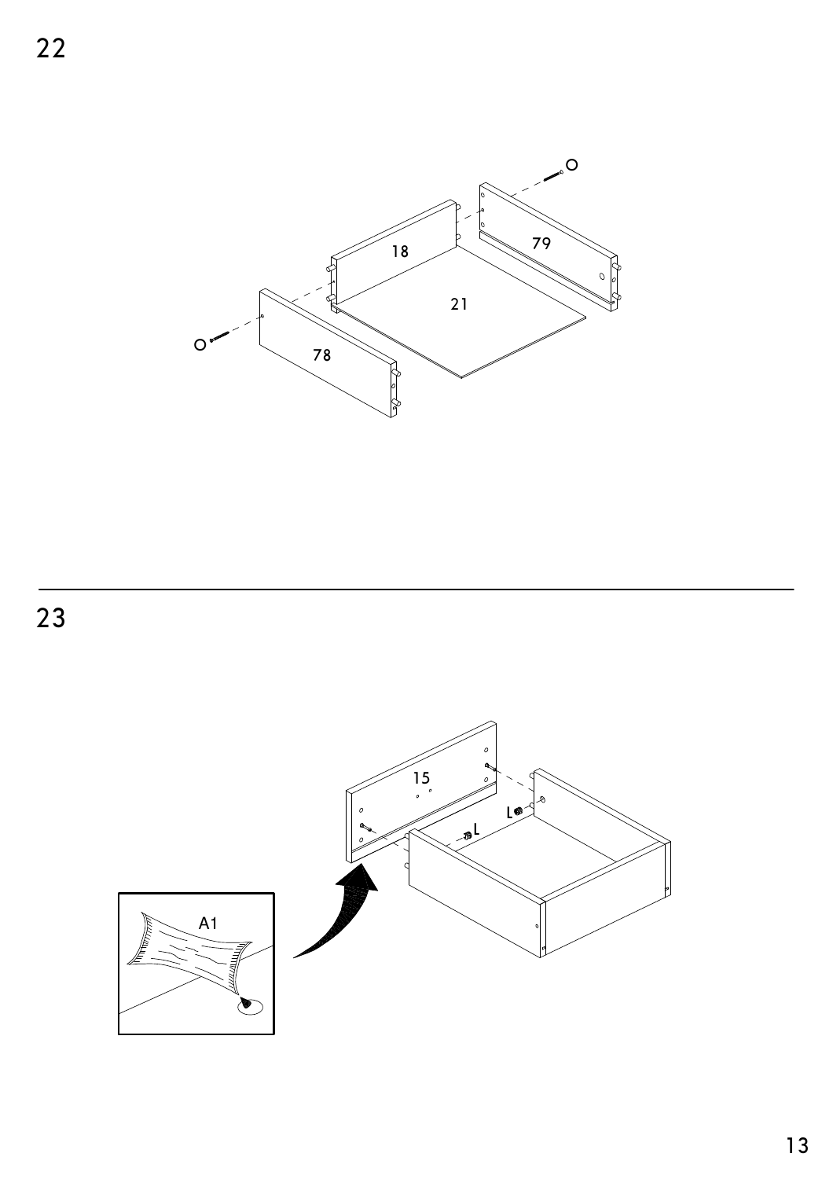22

78

18

21

79

23

15

L

L

A1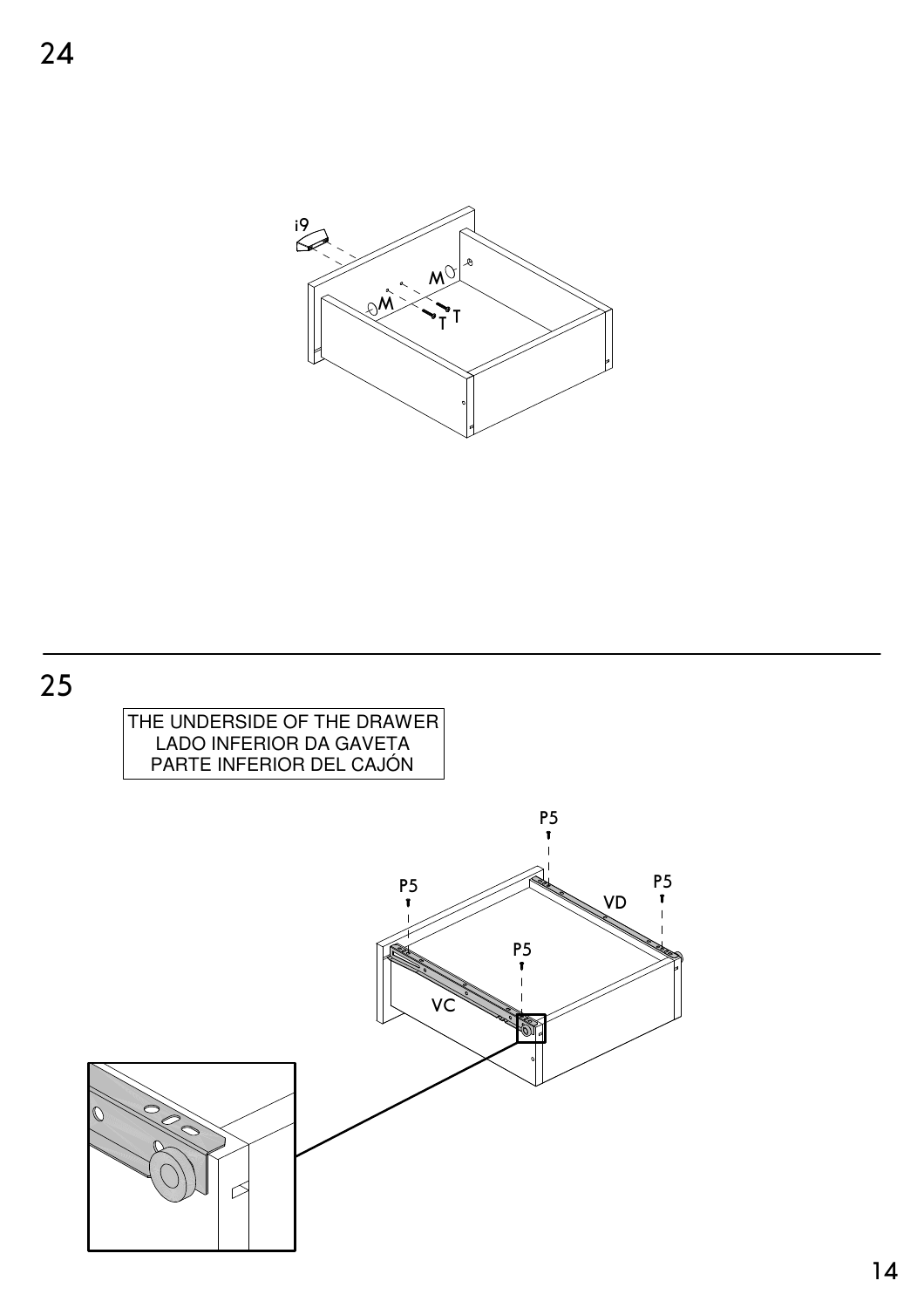24

i9

M

M

T

T

25

THE UNDERSIDE OF THE DRAWER
LADO INFERIOR DA GAVETA
PARTE INFERIOR DEL CAJÓN

P5

P5

VD

P5

P5

VC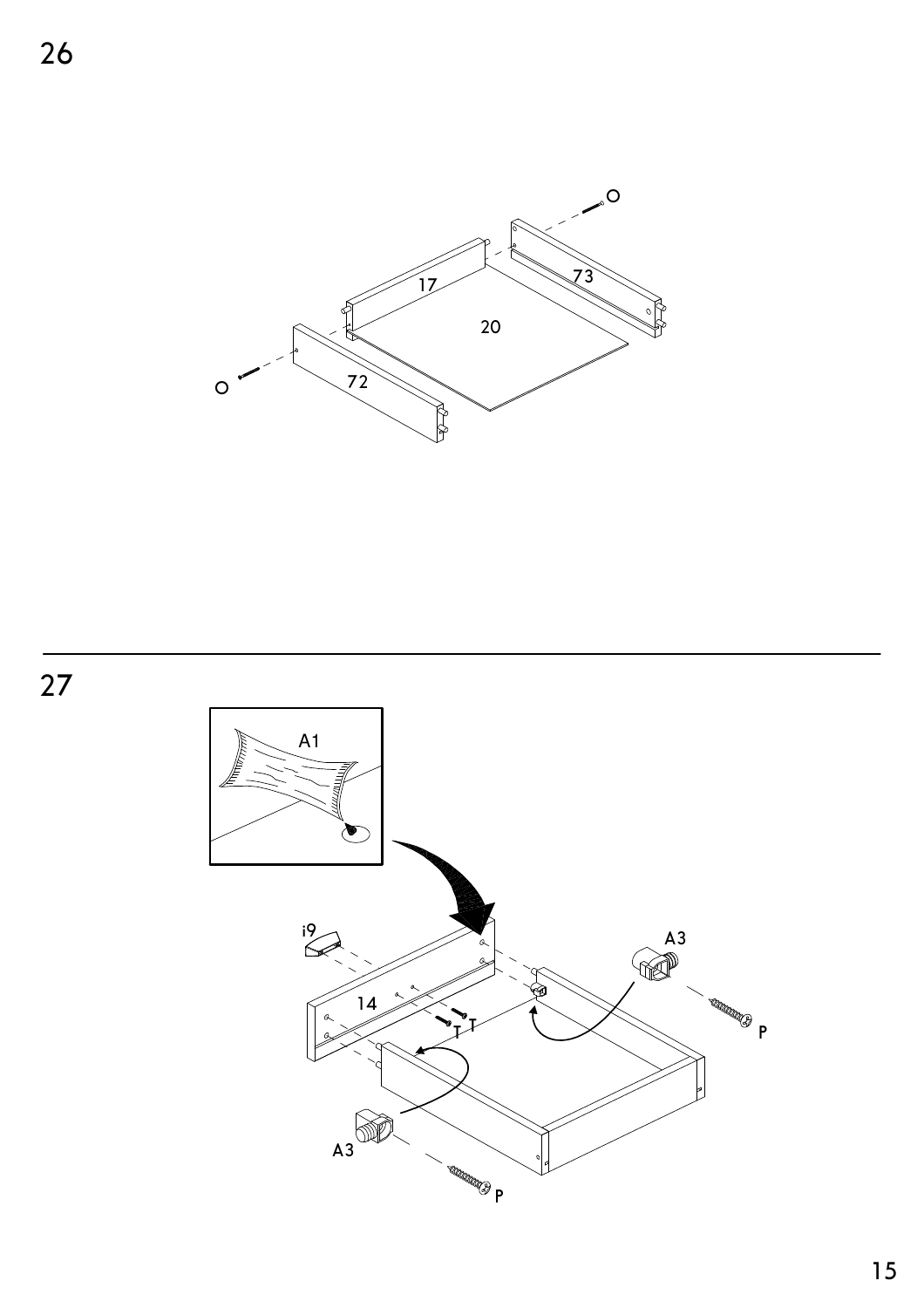26

27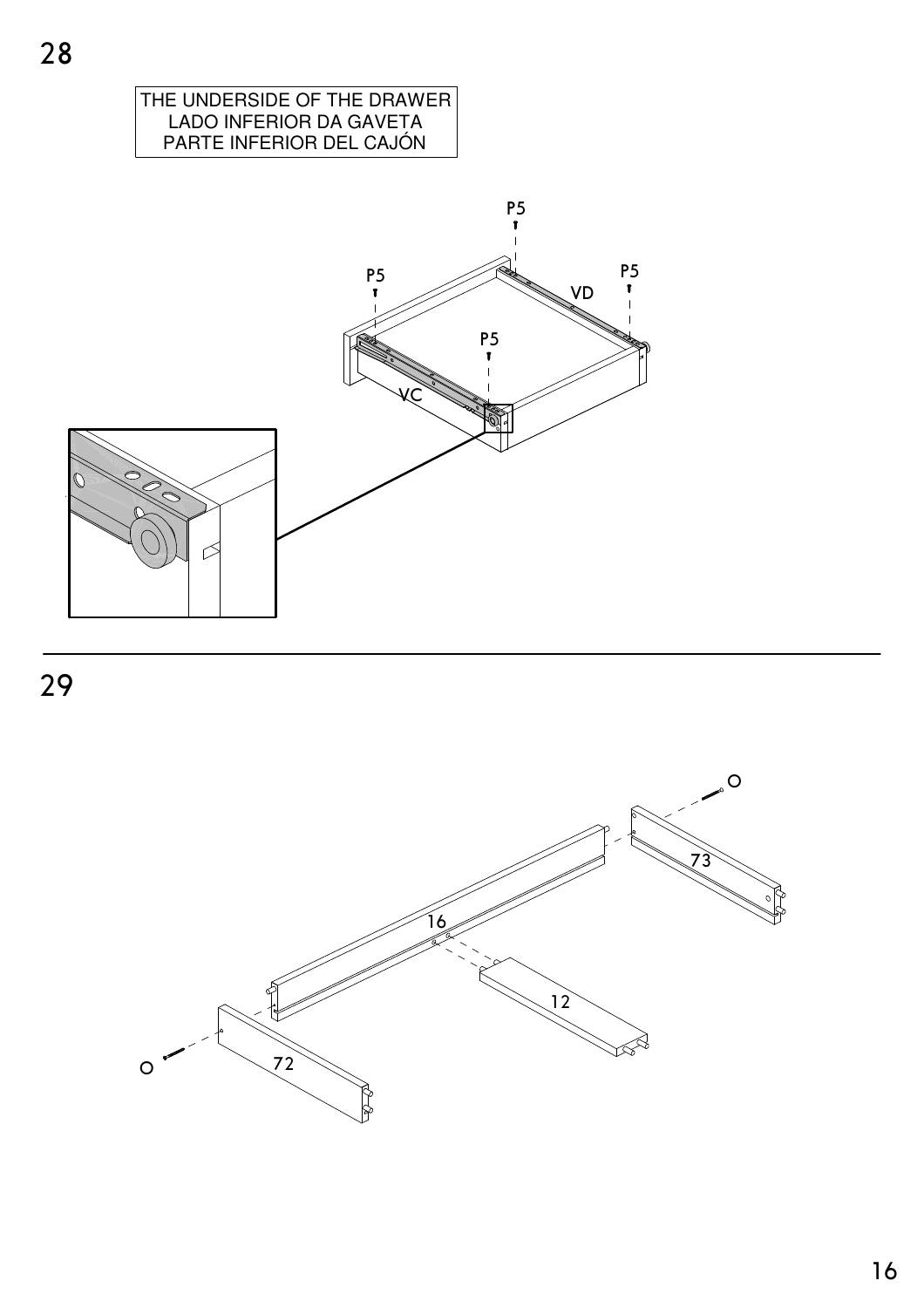## 28

THE UNDERSIDE OF THE DRAWER
LADO INFERIOR DA GAVETA
PARTE INFERIOR DEL CAJÓN

P5

P5

VD

P5

P5

VC

## 29

73

16

12

72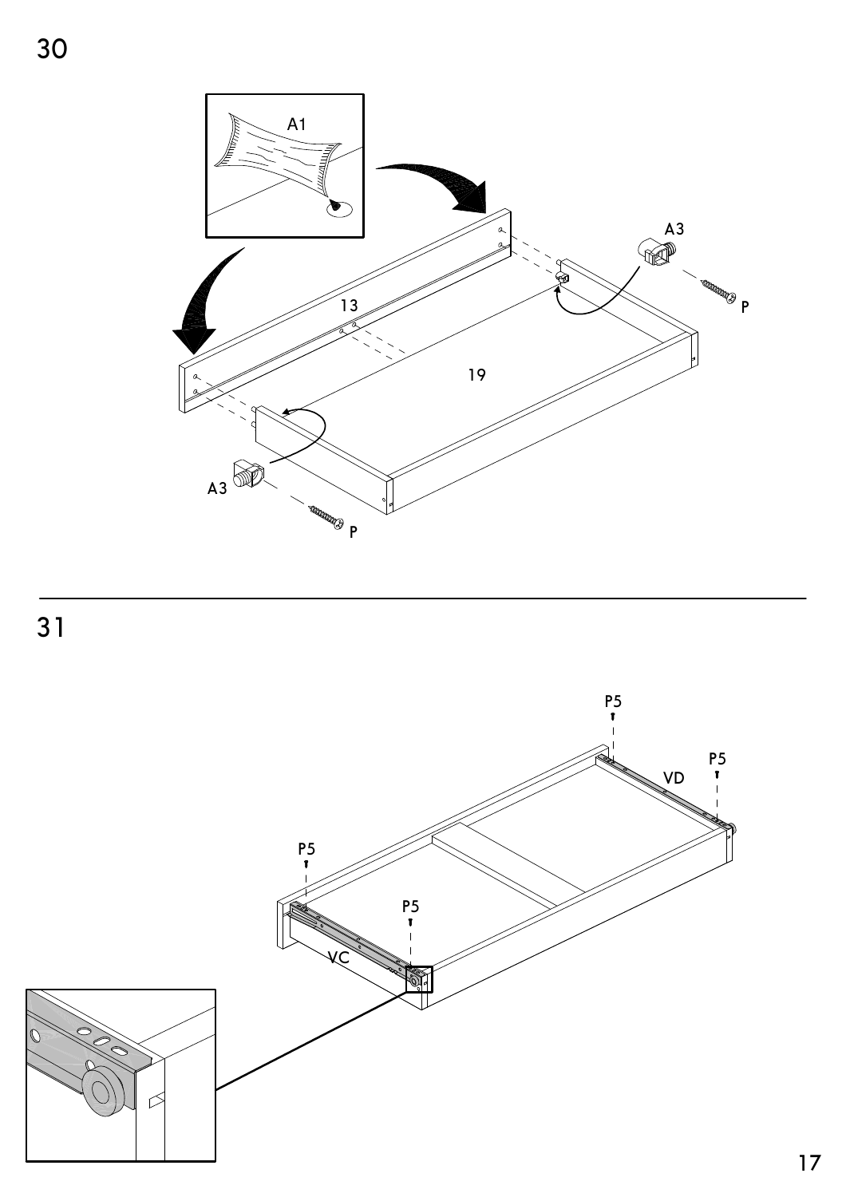30

A1

13

19

A3

P

A3

P

31

P5

VD

P5

P5

P5

VC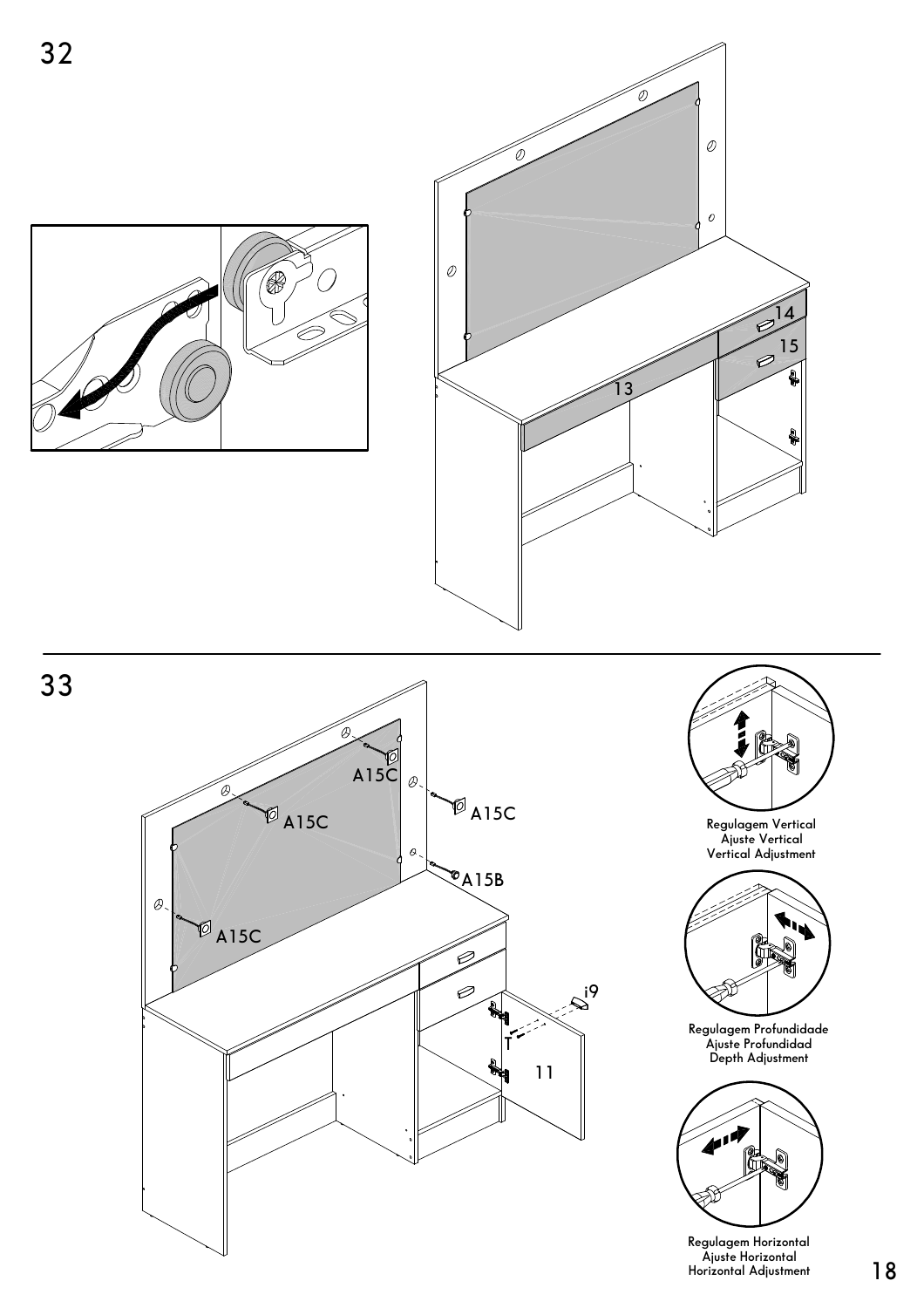32

14

15

13

33

A15C

A15C

A15C

A15B

A15C

i9

T

11

Regulagem Vertical
Ajuste Vertical
Vertical Adjustment

Regulagem Profundidade
Ajuste Profundidad
Depth Adjustment

Regulagem Horizontal
Ajuste Horizontal
Horizontal Adjustment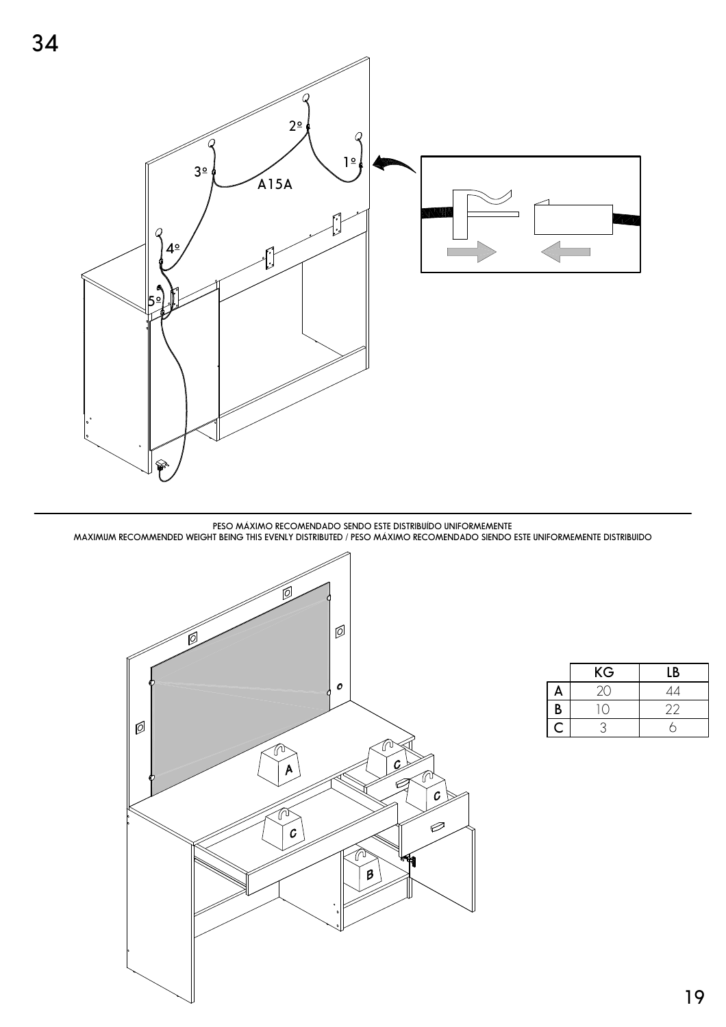34

1º

2º

3º

4º

5º

A15A

PESO MÁXIMO RECOMENDADO SENDO ESTE DISTRIBUÍDO UNIFORMEMENTE
MAXIMUM RECOMMENDED WEIGHT BEING THIS EVENLY DISTRIBUTED / PESO MÁXIMO RECOMENDADO SIENDO ESTE UNIFORMEMENTE DISTRIBUIDO

A

B

C

C

C

| | KG | LB |
|---|---|---|
| A | 20 | 44 |
| B | 10 | 22 |
| C | 3 | 6 |